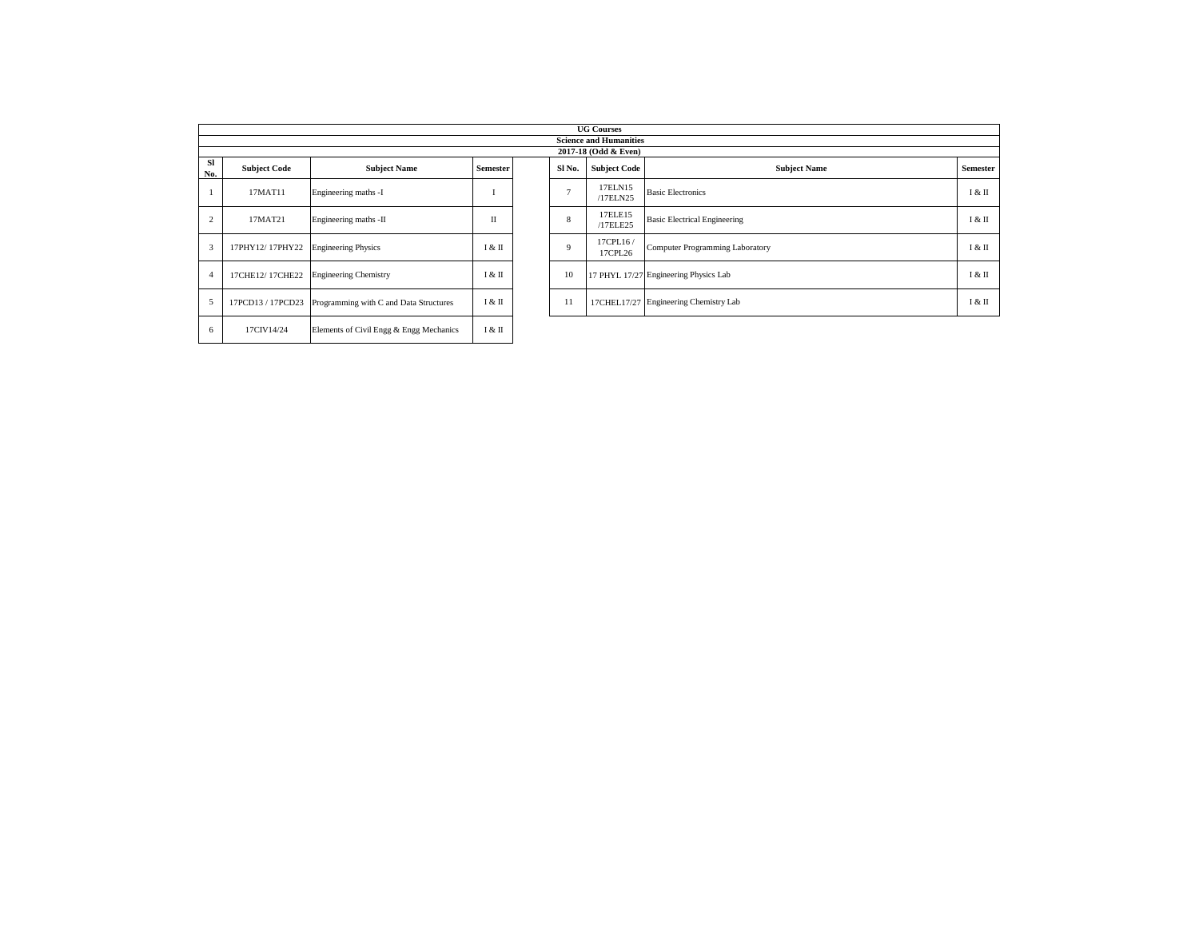| UG Courses | | | | | | | | |
|---|---|---|---|---|---|---|---|---|
| Science and Humanities | | | | | | | | |
| 2017-18 (Odd & Even) | | | | | | | | |
| **Sl No.** | **Subject Code** | **Subject Name** | **Semester** | | **Sl No.** | **Subject Code** | **Subject Name** | **Semester** |
| 1 | 17MAT11 | Engineering maths -I | I | | 7 | 17ELN15 /17ELN25 | Basic Electronics | I & II |
| 2 | 17MAT21 | Engineering maths -II | II | | 8 | 17ELE15 /17ELE25 | Basic Electrical Engineering | I & II |
| 3 | 17PHY12/ 17PHY22 | Engineering Physics | I & II | | 9 | 17CPL16 / 17CPL26 | Computer Programming Laboratory | I & II |
| 4 | 17CHE12/ 17CHE22 | Engineering Chemistry | I & II | | 10 | 17 PHYL 17/27 | Engineering Physics Lab | I & II |
| 5 | 17PCD13 / 17PCD23 | Programming with C and Data Structures | I & II | | 11 | 17CHEL17/27 | Engineering Chemistry Lab | I & II |
| 6 | 17CIV14/24 | Elements of Civil Engg & Engg Mechanics | I & II | | | | | |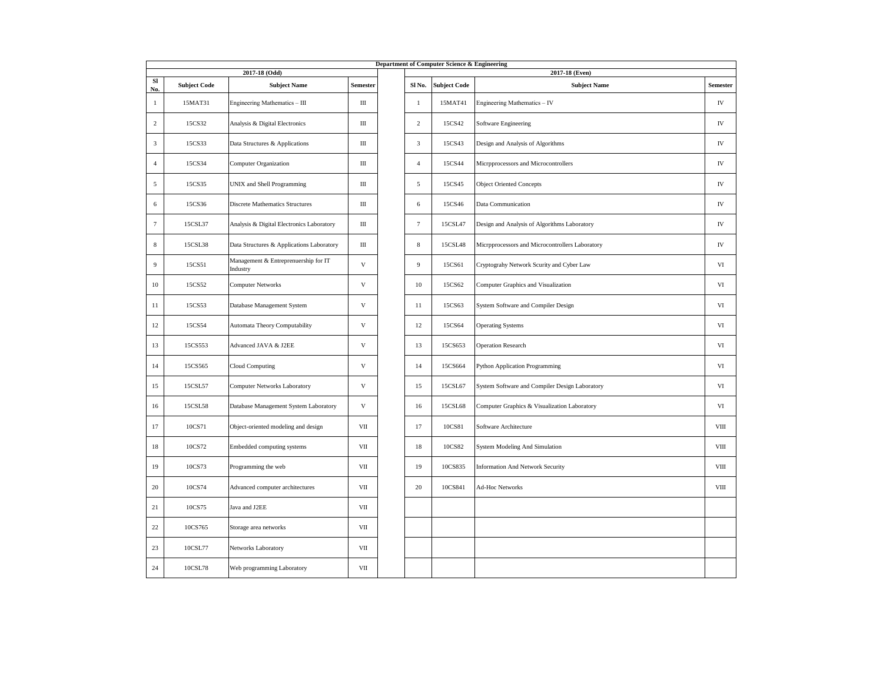| Department of Computer Science & Engineering | | | | | | | | |
|---|---|---|---|---|---|---|---|---|
| 2017-18 (Odd) | | | | | 2017-18 (Even) | | | |
| Sl No. | Subject Code | Subject Name | Semester | | Sl No. | Subject Code | Subject Name | Semester |
| 1 | 15MAT31 | Engineering Mathematics – III | III | | 1 | 15MAT41 | Engineering Mathematics – IV | IV |
| 2 | 15CS32 | Analysis & Digital Electronics | III | | 2 | 15CS42 | Software Engineering | IV |
| 3 | 15CS33 | Data Structures & Applications | III | | 3 | 15CS43 | Design and Analysis of Algorithms | IV |
| 4 | 15CS34 | Computer Organization | III | | 4 | 15CS44 | Micrpprocessors and Microcontrollers | IV |
| 5 | 15CS35 | UNIX and Shell Programming | III | | 5 | 15CS45 | Object Oriented Concepts | IV |
| 6 | 15CS36 | Discrete Mathematics Structures | III | | 6 | 15CS46 | Data Communication | IV |
| 7 | 15CSL37 | Analysis & Digital Electronics Laboratory | III | | 7 | 15CSL47 | Design and Analysis of Algorithms Laboratory | IV |
| 8 | 15CSL38 | Data Structures & Applications Laboratory | III | | 8 | 15CSL48 | Micrpprocessors and Microcontrollers Laboratory | IV |
| 9 | 15CS51 | Management & Entreprenuership for IT Industry | V | | 9 | 15CS61 | Cryptograhy Network Scurity and Cyber Law | VI |
| 10 | 15CS52 | Computer Networks | V | | 10 | 15CS62 | Computer Graphics and Visualization | VI |
| 11 | 15CS53 | Database Management System | V | | 11 | 15CS63 | System Software and Compiler Design | VI |
| 12 | 15CS54 | Automata Theory Computability | V | | 12 | 15CS64 | Operating Systems | VI |
| 13 | 15CS553 | Advanced JAVA & J2EE | V | | 13 | 15CS653 | Operation Research | VI |
| 14 | 15CS565 | Cloud Computing | V | | 14 | 15CS664 | Python Application Programming | VI |
| 15 | 15CSL57 | Computer Networks Laboratory | V | | 15 | 15CSL67 | System Software and Compiler Design Laboratory | VI |
| 16 | 15CSL58 | Database Management System Laboratory | V | | 16 | 15CSL68 | Computer Graphics & Visualization Laboratory | VI |
| 17 | 10CS71 | Object-oriented modeling and design | VII | | 17 | 10CS81 | Software Architecture | VIII |
| 18 | 10CS72 | Embedded computing systems | VII | | 18 | 10CS82 | System Modeling And Simulation | VIII |
| 19 | 10CS73 | Programming the web | VII | | 19 | 10CS835 | Information And Network Security | VIII |
| 20 | 10CS74 | Advanced computer architectures | VII | | 20 | 10CS841 | Ad-Hoc Networks | VIII |
| 21 | 10CS75 | Java and J2EE | VII | | | | | |
| 22 | 10CS765 | Storage area networks | VII | | | | | |
| 23 | 10CSL77 | Networks Laboratory | VII | | | | | |
| 24 | 10CSL78 | Web programming Laboratory | VII | | | | | |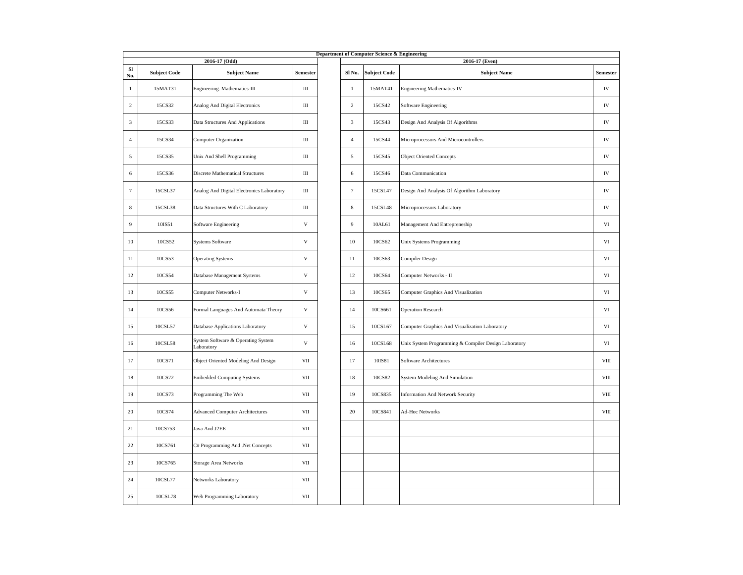| Department of Computer Science & Engineering | | | | | | | | |
|---|---|---|---|---|---|---|---|---|
| 2016-17 (Odd) | | | | | 2016-17 (Even) | | | |
| Sl No. | Subject Code | Subject Name | Semester | | Sl No. | Subject Code | Subject Name | Semester |
| 1 | 15MAT31 | Engineering. Mathematics-III | III | | 1 | 15MAT41 | Engineering Mathematics-IV | IV |
| 2 | 15CS32 | Analog And Digital Electronics | III | | 2 | 15CS42 | Software Engineering | IV |
| 3 | 15CS33 | Data Structures And Applications | III | | 3 | 15CS43 | Design And Analysis Of Algorithms | IV |
| 4 | 15CS34 | Computer Organization | III | | 4 | 15CS44 | Microprocessors And Microcontrollers | IV |
| 5 | 15CS35 | Unix And Shell Programming | III | | 5 | 15CS45 | Object Oriented Concepts | IV |
| 6 | 15CS36 | Discrete Mathematical Structures | III | | 6 | 15CS46 | Data Communication | IV |
| 7 | 15CSL37 | Analog And Digital Electronics Laboratory | III | | 7 | 15CSL47 | Design And Analysis Of Algorithm Laboratory | IV |
| 8 | 15CSL38 | Data Structures With C Laboratory | III | | 8 | 15CSL48 | Microprocessors Laboratory | IV |
| 9 | 10IS51 | Software Engineering | V | | 9 | 10AL61 | Management And Entrepreneship | VI |
| 10 | 10CS52 | Systems Software | V | | 10 | 10CS62 | Unix Systems Programming | VI |
| 11 | 10CS53 | Operating Systems | V | | 11 | 10CS63 | Compiler Design | VI |
| 12 | 10CS54 | Database Management Systems | V | | 12 | 10CS64 | Computer Networks - II | VI |
| 13 | 10CS55 | Computer Networks-I | V | | 13 | 10CS65 | Computer Graphics And Visualization | VI |
| 14 | 10CS56 | Formal Languages And Automata Theory | V | | 14 | 10CS661 | Operation Research | VI |
| 15 | 10CSL57 | Database Applications Laboratory | V | | 15 | 10CSL67 | Computer Graphics And Visualization Laboratory | VI |
| 16 | 10CSL58 | System Software & Operating System Laboratory | V | | 16 | 10CSL68 | Unix System Programming & Compiler Design Laboratory | VI |
| 17 | 10CS71 | Object Oriented Modeling And Design | VII | | 17 | 10IS81 | Software Architectures | VIII |
| 18 | 10CS72 | Embedded Computing Systems | VII | | 18 | 10CS82 | System Modeling And Simulation | VIII |
| 19 | 10CS73 | Programming The Web | VII | | 19 | 10CS835 | Information And Network Security | VIII |
| 20 | 10CS74 | Advanced Computer Architectures | VII | | 20 | 10CS841 | Ad-Hoc Networks | VIII |
| 21 | 10CS753 | Java And J2EE | VII | | | | | |
| 22 | 10CS761 | C# Programming And .Net Concepts | VII | | | | | |
| 23 | 10CS765 | Storage Area Networks | VII | | | | | |
| 24 | 10CSL77 | Networks Laboratory | VII | | | | | |
| 25 | 10CSL78 | Web Programming Laboratory | VII | | | | | |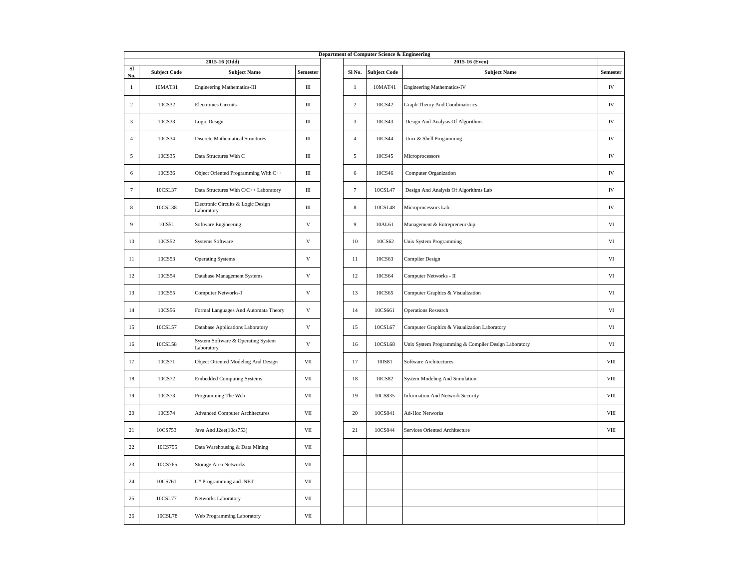| Department of Computer Science & Engineering | | | | | | | | |
|---|---|---|---|---|---|---|---|---|
| 2015-16 (Odd) | | | | | 2015-16 (Even) | | | |
| Sl No. | Subject Code | Subject Name | Semester | | Sl No. | Subject Code | Subject Name | Semester |
| 1 | 10MAT31 | Engineering Mathematics-III | III | | 1 | 10MAT41 | Engineering Mathematics-IV | IV |
| 2 | 10CS32 | Electronics Circuits | III | | 2 | 10CS42 | Graph Theory And Combinatorics | IV |
| 3 | 10CS33 | Logic Design | III | | 3 | 10CS43 | Design And Analysis Of Algorithms | IV |
| 4 | 10CS34 | Discrete Mathematical Structures | III | | 4 | 10CS44 | Unix & Shell Progamming | IV |
| 5 | 10CS35 | Data Structures With C | III | | 5 | 10CS45 | Microprocessors | IV |
| 6 | 10CS36 | Object Oriented Programming With C++ | III | | 6 | 10CS46 | Computer Organization | IV |
| 7 | 10CSL37 | Data Structures With C/C++ Laboratory | III | | 7 | 10CSL47 | Design And Analysis Of Algorithms Lab | IV |
| 8 | 10CSL38 | Electronic Circuits & Logic Design Laboratory | III | | 8 | 10CSL48 | Microprocessors Lab | IV |
| 9 | 10IS51 | Software Engineering | V | | 9 | 10AL61 | Management & Entrepreneurship | VI |
| 10 | 10CS52 | Systems Software | V | | 10 | 10CS62 | Unix System Programming | VI |
| 11 | 10CS53 | Operating Systems | V | | 11 | 10CS63 | Compiler Design | VI |
| 12 | 10CS54 | Database Management Systems | V | | 12 | 10CS64 | Computer Networks - II | VI |
| 13 | 10CS55 | Computer Networks-I | V | | 13 | 10CS65 | Computer Graphics & Visualization | VI |
| 14 | 10CS56 | Formal Languages And Automata Theory | V | | 14 | 10CS661 | Operations Research | VI |
| 15 | 10CSL57 | Database Applications Laboratory | V | | 15 | 10CSL67 | Computer Graphics & Visualization Laboratory | VI |
| 16 | 10CSL58 | System Software & Operating System Laboratory | V | | 16 | 10CSL68 | Unix System Programming & Compiler Design Laboratory | VI |
| 17 | 10CS71 | Object Oriented Modeling And Design | VII | | 17 | 10IS81 | Software Architectures | VIII |
| 18 | 10CS72 | Embedded Computing Systems | VII | | 18 | 10CS82 | System Modeling And Simulation | VIII |
| 19 | 10CS73 | Programming The Web | VII | | 19 | 10CS835 | Information And Network Security | VIII |
| 20 | 10CS74 | Advanced Computer Architectures | VII | | 20 | 10CS841 | Ad-Hoc Networks | VIII |
| 21 | 10CS753 | Java And J2ee(10cs753) | VII | | 21 | 10CS844 | Services Oriented Architecture | VIII |
| 22 | 10CS755 | Data Warehousing & Data Mining | VII | | | | | |
| 23 | 10CS765 | Storage Area Networks | VII | | | | | |
| 24 | 10CS761 | C# Programming and .NET | VII | | | | | |
| 25 | 10CSL77 | Networks Laboratory | VII | | | | | |
| 26 | 10CSL78 | Web Programming Laboratory | VII | | | | | |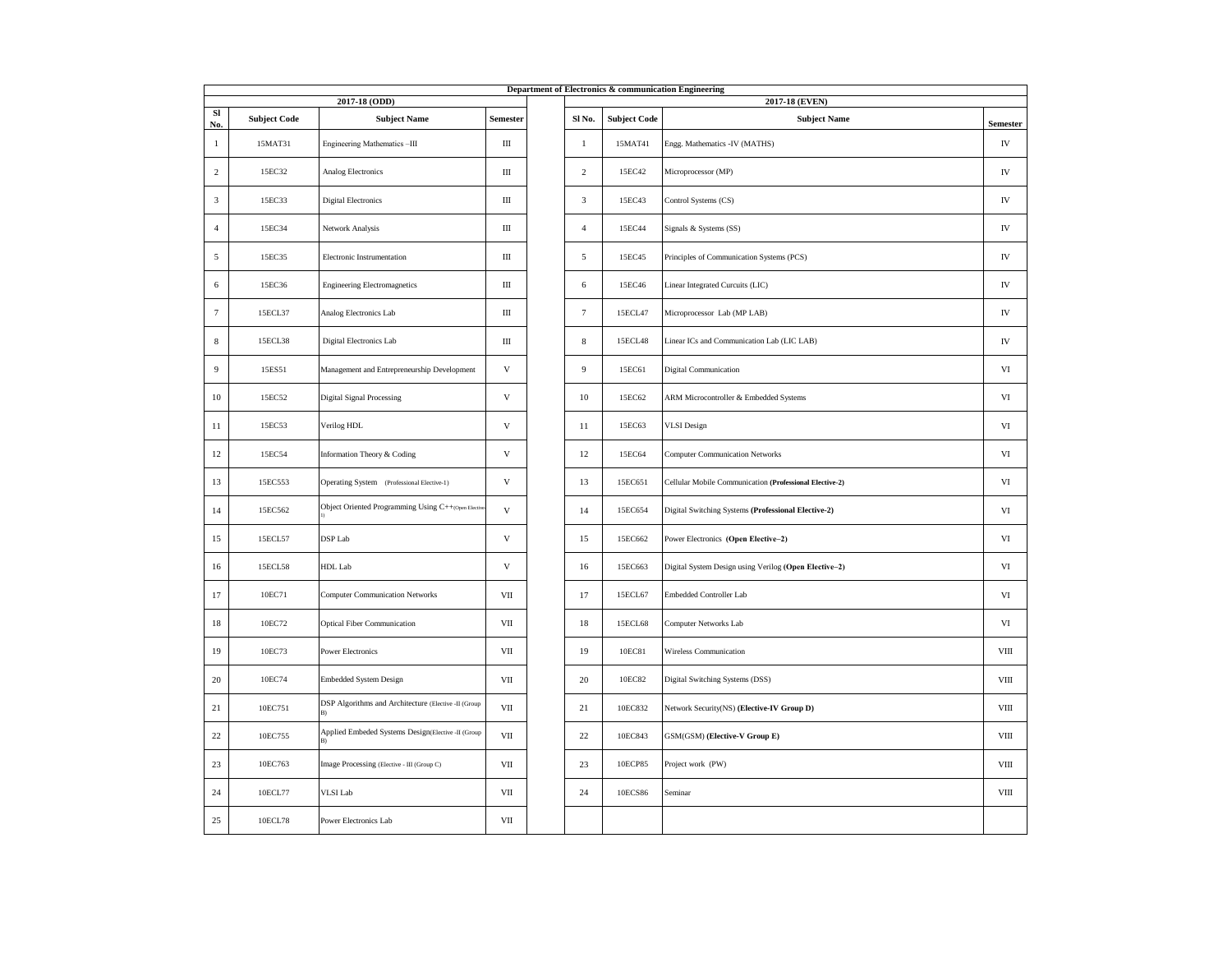| Department of Electronics & communication Engineering | | | | | | | | |
|---|---|---|---|---|---|---|---|---|
| 2017-18 (ODD) | | | | | 2017-18 (EVEN) | | | |
| Sl No. | Subject Code | Subject Name | Semester | | Sl No. | Subject Code | Subject Name | Semester |
| 1 | 15MAT31 | Engineering Mathematics –III | III | | 1 | 15MAT41 | Engg. Mathematics -IV (MATHS) | IV |
| 2 | 15EC32 | Analog Electronics | III | | 2 | 15EC42 | Microprocessor (MP) | IV |
| 3 | 15EC33 | Digital Electronics | III | | 3 | 15EC43 | Control Systems (CS) | IV |
| 4 | 15EC34 | Network Analysis | III | | 4 | 15EC44 | Signals & Systems (SS) | IV |
| 5 | 15EC35 | Electronic Instrumentation | III | | 5 | 15EC45 | Principles of Communication Systems (PCS) | IV |
| 6 | 15EC36 | Engineering Electromagnetics | III | | 6 | 15EC46 | Linear Integrated Curcuits (LIC) | IV |
| 7 | 15ECL37 | Analog Electronics Lab | III | | 7 | 15ECL47 | Microprocessor Lab (MP LAB) | IV |
| 8 | 15ECL38 | Digital Electronics Lab | III | | 8 | 15ECL48 | Linear ICs and Communication Lab (LIC LAB) | IV |
| 9 | 15ES51 | Management and Entrepreneurship Development | V | | 9 | 15EC61 | Digital Communication | VI |
| 10 | 15EC52 | Digital Signal Processing | V | | 10 | 15EC62 | ARM Microcontroller & Embedded Systems | VI |
| 11 | 15EC53 | Verilog HDL | V | | 11 | 15EC63 | VLSI Design | VI |
| 12 | 15EC54 | Information Theory & Coding | V | | 12 | 15EC64 | Computer Communication Networks | VI |
| 13 | 15EC553 | Operating System (Professional Elective-1) | V | | 13 | 15EC651 | Cellular Mobile Communication **(Professional Elective-2)** | VI |
| 14 | 15EC562 | Object Oriented Programming Using C++(Open Elective-1) | V | | 14 | 15EC654 | Digital Switching Systems **(Professional Elective-2)** | VI |
| 15 | 15ECL57 | DSP Lab | V | | 15 | 15EC662 | Power Electronics **(Open Elective–2)** | VI |
| 16 | 15ECL58 | HDL Lab | V | | 16 | 15EC663 | Digital System Design using Verilog **(Open Elective–2)** | VI |
| 17 | 10EC71 | Computer Communication Networks | VII | | 17 | 15ECL67 | Embedded Controller Lab | VI |
| 18 | 10EC72 | Optical Fiber Communication | VII | | 18 | 15ECL68 | Computer Networks Lab | VI |
| 19 | 10EC73 | Power Electronics | VII | | 19 | 10EC81 | Wireless Communication | VIII |
| 20 | 10EC74 | Embedded System Design | VII | | 20 | 10EC82 | Digital Switching Systems (DSS) | VIII |
| 21 | 10EC751 | DSP Algorithms and Architecture (Elective -II (Group B) | VII | | 21 | 10EC832 | Network Security(NS) **(Elective-IV Group D)** | VIII |
| 22 | 10EC755 | Applied Embeded Systems Design(Elective -II (Group B) | VII | | 22 | 10EC843 | GSM(GSM) **(Elective-V Group E)** | VIII |
| 23 | 10EC763 | Image Processing (Elective - III (Group C) | VII | | 23 | 10ECP85 | Project work (PW) | VIII |
| 24 | 10ECL77 | VLSI Lab | VII | | 24 | 10ECS86 | Seminar | VIII |
| 25 | 10ECL78 | Power Electronics Lab | VII | | | | | |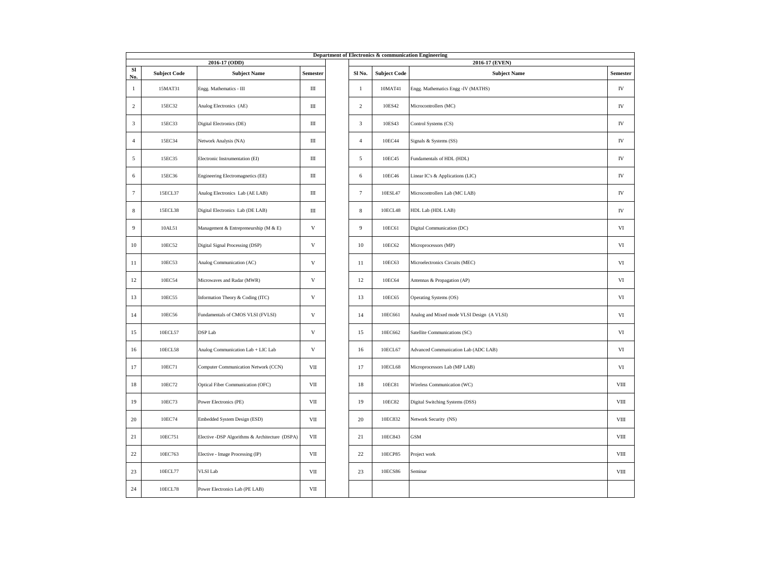| Department of Electronics & communication Engineering | | | | | | | | |
|---|---|---|---|---|---|---|---|---|
| 2016-17 (ODD) | | | | | 2016-17 (EVEN) | | | |
| Sl No. | Subject Code | Subject Name | Semester | | Sl No. | Subject Code | Subject Name | Semester |
| 1 | 15MAT31 | Engg. Mathematics - III | III | | 1 | 10MAT41 | Engg. Mathematics Engg -IV (MATHS) | IV |
| 2 | 15EC32 | Analog Electronics (AE) | III | | 2 | 10ES42 | Microcontrollers (MC) | IV |
| 3 | 15EC33 | Digital Electronics (DE) | III | | 3 | 10ES43 | Control Systems (CS) | IV |
| 4 | 15EC34 | Network Analysis (NA) | III | | 4 | 10EC44 | Signals & Systems (SS) | IV |
| 5 | 15EC35 | Electronic Instrumentation (EI) | III | | 5 | 10EC45 | Fundamentals of HDL (HDL) | IV |
| 6 | 15EC36 | Engineering Electromagnetics (EE) | III | | 6 | 10EC46 | Linear IC's & Applications (LIC) | IV |
| 7 | 15ECL37 | Analog Electronics Lab (AE LAB) | III | | 7 | 10ESL47 | Microcontrollers Lab (MC LAB) | IV |
| 8 | 15ECL38 | Digital Electronics Lab (DE LAB) | III | | 8 | 10ECL48 | HDL Lab (HDL LAB) | IV |
| 9 | 10AL51 | Management & Entrepreneurship (M & E) | V | | 9 | 10EC61 | Digital Communication (DC) | VI |
| 10 | 10EC52 | Digital Signal Processing (DSP) | V | | 10 | 10EC62 | Microprocessors (MP) | VI |
| 11 | 10EC53 | Analog Communication (AC) | V | | 11 | 10EC63 | Microelectronics Circuits (MEC) | VI |
| 12 | 10EC54 | Microwaves and Radar (MWR) | V | | 12 | 10EC64 | Antennas & Propagation (AP) | VI |
| 13 | 10EC55 | Information Theory & Coding (ITC) | V | | 13 | 10EC65 | Operating Systems (OS) | VI |
| 14 | 10EC56 | Fundamentals of CMOS VLSI (FVLSI) | V | | 14 | 10EC661 | Analog and Mixed mode VLSI Design (A VLSI) | VI |
| 15 | 10ECL57 | DSP Lab | V | | 15 | 10EC662 | Satellite Communications (SC) | VI |
| 16 | 10ECL58 | Analog Communication Lab + LIC Lab | V | | 16 | 10ECL67 | Advanced Communication Lab (ADC LAB) | VI |
| 17 | 10EC71 | Computer Communication Network (CCN) | VII | | 17 | 10ECL68 | Microprocessors Lab (MP LAB) | VI |
| 18 | 10EC72 | Optical Fiber Communication (OFC) | VII | | 18 | 10EC81 | Wireless Communication (WC) | VIII |
| 19 | 10EC73 | Power Electronics (PE) | VII | | 19 | 10EC82 | Digital Switching Systems (DSS) | VIII |
| 20 | 10EC74 | Embedded System Design (ESD) | VII | | 20 | 10EC832 | Network Security (NS) | VIII |
| 21 | 10EC751 | Elective -DSP Algorithms & Architecture (DSPA) | VII | | 21 | 10EC843 | GSM | VIII |
| 22 | 10EC763 | Elective - Image Processing (IP) | VII | | 22 | 10ECP85 | Project work | VIII |
| 23 | 10ECL77 | VLSI Lab | VII | | 23 | 10ECS86 | Seminar | VIII |
| 24 | 10ECL78 | Power Electronics Lab (PE LAB) | VII | | | | | |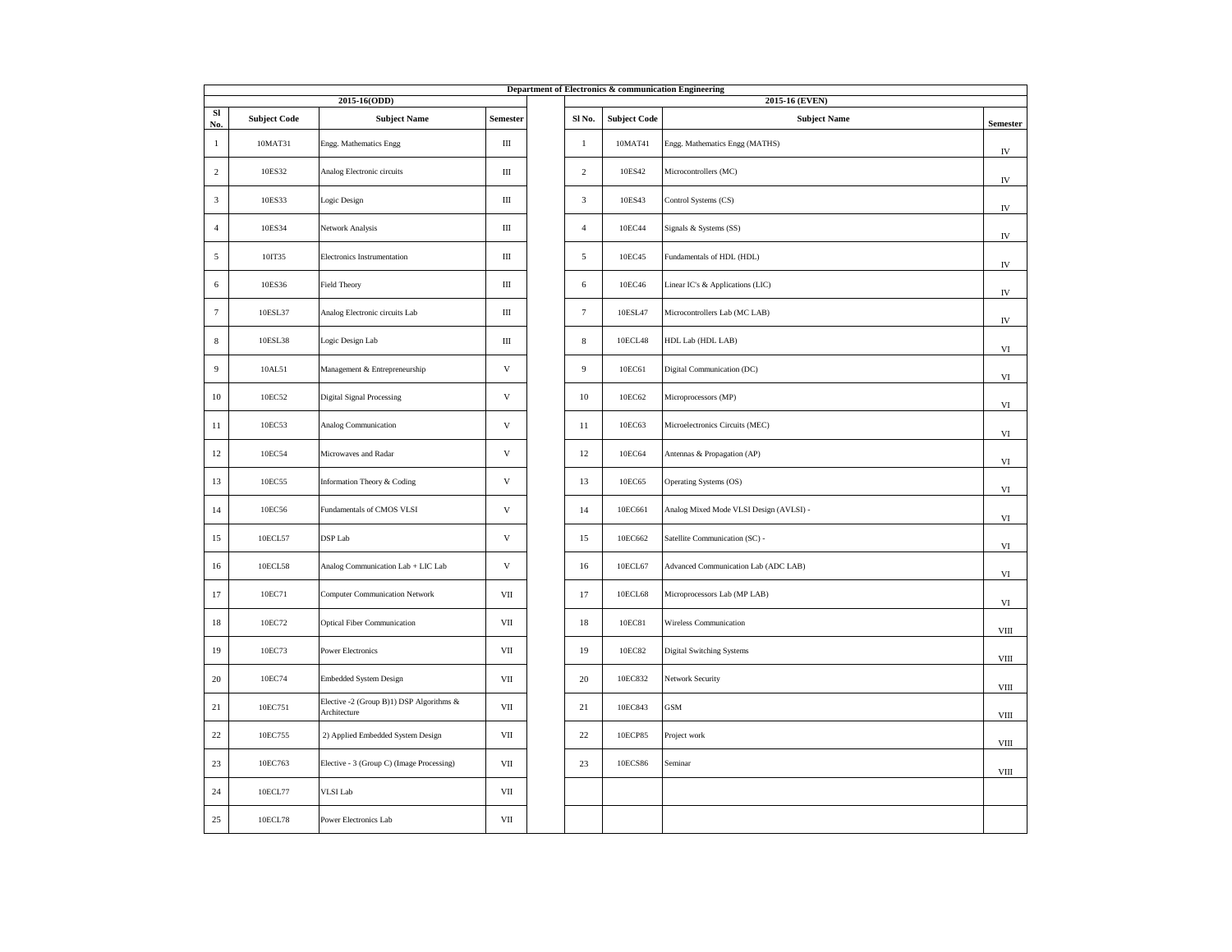| Department of Electronics & communication Engineering | | | | | | | | |
|---|---|---|---|---|---|---|---|---|
| 2015-16(ODD) | | | | | 2015-16 (EVEN) | | | |
| Sl No. | Subject Code | Subject Name | Semester | | Sl No. | Subject Code | Subject Name | Semester |
| 1 | 10MAT31 | Engg. Mathematics Engg | III | | 1 | 10MAT41 | Engg. Mathematics Engg (MATHS) | IV |
| 2 | 10ES32 | Analog Electronic circuits | III | | 2 | 10ES42 | Microcontrollers (MC) | IV |
| 3 | 10ES33 | Logic Design | III | | 3 | 10ES43 | Control Systems (CS) | IV |
| 4 | 10ES34 | Network Analysis | III | | 4 | 10EC44 | Signals & Systems (SS) | IV |
| 5 | 10IT35 | Electronics Instrumentation | III | | 5 | 10EC45 | Fundamentals of HDL (HDL) | IV |
| 6 | 10ES36 | Field Theory | III | | 6 | 10EC46 | Linear IC's & Applications (LIC) | IV |
| 7 | 10ESL37 | Analog Electronic circuits Lab | III | | 7 | 10ESL47 | Microcontrollers Lab (MC LAB) | IV |
| 8 | 10ESL38 | Logic Design Lab | III | | 8 | 10ECL48 | HDL Lab (HDL LAB) | VI |
| 9 | 10AL51 | Management & Entrepreneurship | V | | 9 | 10EC61 | Digital Communication (DC) | VI |
| 10 | 10EC52 | Digital Signal Processing | V | | 10 | 10EC62 | Microprocessors (MP) | VI |
| 11 | 10EC53 | Analog Communication | V | | 11 | 10EC63 | Microelectronics Circuits (MEC) | VI |
| 12 | 10EC54 | Microwaves and Radar | V | | 12 | 10EC64 | Antennas & Propagation (AP) | VI |
| 13 | 10EC55 | Information Theory & Coding | V | | 13 | 10EC65 | Operating Systems (OS) | VI |
| 14 | 10EC56 | Fundamentals of CMOS VLSI | V | | 14 | 10EC661 | Analog Mixed Mode VLSI Design (AVLSI) - | VI |
| 15 | 10ECL57 | DSP Lab | V | | 15 | 10EC662 | Satellite Communication (SC) - | VI |
| 16 | 10ECL58 | Analog Communication Lab + LIC Lab | V | | 16 | 10ECL67 | Advanced Communication Lab (ADC LAB) | VI |
| 17 | 10EC71 | Computer Communication Network | VII | | 17 | 10ECL68 | Microprocessors Lab (MP LAB) | VI |
| 18 | 10EC72 | Optical Fiber Communication | VII | | 18 | 10EC81 | Wireless Communication | VIII |
| 19 | 10EC73 | Power Electronics | VII | | 19 | 10EC82 | Digital Switching Systems | VIII |
| 20 | 10EC74 | Embedded System Design | VII | | 20 | 10EC832 | Network Security | VIII |
| 21 | 10EC751 | Elective -2 (Group B)1) DSP Algorithms & Architecture | VII | | 21 | 10EC843 | GSM | VIII |
| 22 | 10EC755 | 2) Applied Embedded System Design | VII | | 22 | 10ECP85 | Project work | VIII |
| 23 | 10EC763 | Elective - 3 (Group C) (Image Processing) | VII | | 23 | 10ECS86 | Seminar | VIII |
| 24 | 10ECL77 | VLSI Lab | VII | | | | | |
| 25 | 10ECL78 | Power Electronics Lab | VII | | | | | |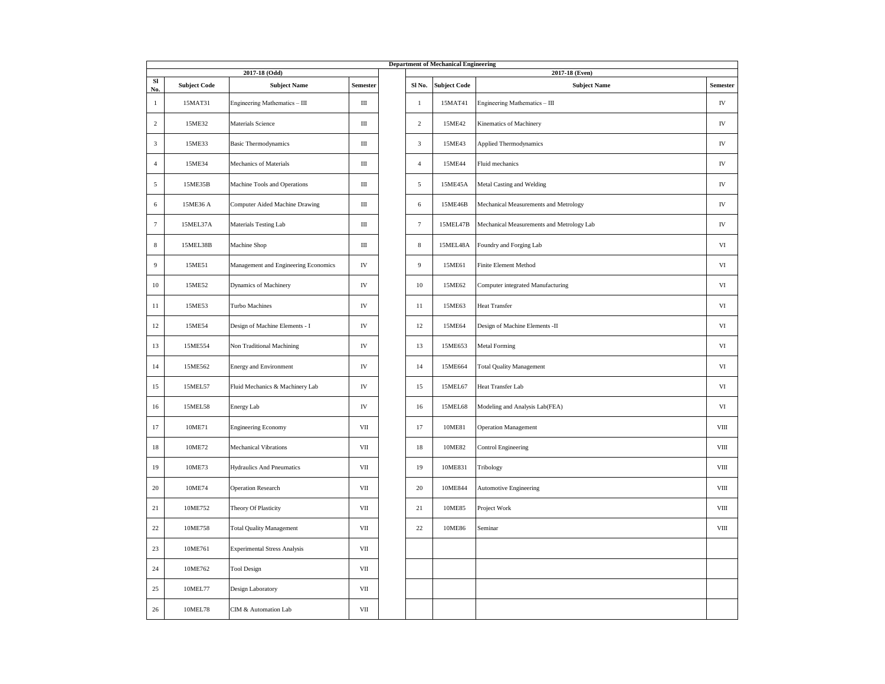| Department of Mechanical Engineering | | | | | | | | |
|---|---|---|---|---|---|---|---|---|
| 2017-18 (Odd) | | | | | 2017-18 (Even) | | | |
| Sl No. | Subject Code | Subject Name | Semester | | Sl No. | Subject Code | Subject Name | Semester |
| 1 | 15MAT31 | Engineering Mathematics – III | III | | 1 | 15MAT41 | Engineering Mathematics – III | IV |
| 2 | 15ME32 | Materials Science | III | | 2 | 15ME42 | Kinematics of Machinery | IV |
| 3 | 15ME33 | Basic Thermodynamics | III | | 3 | 15ME43 | Applied Thermodynamics | IV |
| 4 | 15ME34 | Mechanics of Materials | III | | 4 | 15ME44 | Fluid mechanics | IV |
| 5 | 15ME35B | Machine Tools and Operations | III | | 5 | 15ME45A | Metal Casting and Welding | IV |
| 6 | 15ME36 A | Computer Aided Machine Drawing | III | | 6 | 15ME46B | Mechanical Measurements and Metrology | IV |
| 7 | 15MEL37A | Materials Testing Lab | III | | 7 | 15MEL47B | Mechanical Measurements and Metrology Lab | IV |
| 8 | 15MEL38B | Machine Shop | III | | 8 | 15MEL48A | Foundry and Forging Lab | VI |
| 9 | 15ME51 | Management and Engineering Economics | IV | | 9 | 15ME61 | Finite Element Method | VI |
| 10 | 15ME52 | Dynamics of Machinery | IV | | 10 | 15ME62 | Computer integrated Manufacturing | VI |
| 11 | 15ME53 | Turbo Machines | IV | | 11 | 15ME63 | Heat Transfer | VI |
| 12 | 15ME54 | Design of Machine Elements - I | IV | | 12 | 15ME64 | Design of Machine Elements -II | VI |
| 13 | 15ME554 | Non Traditional Machining | IV | | 13 | 15ME653 | Metal Forming | VI |
| 14 | 15ME562 | Energy and Environment | IV | | 14 | 15ME664 | Total Quality Management | VI |
| 15 | 15MEL57 | Fluid Mechanics & Machinery Lab | IV | | 15 | 15MEL67 | Heat Transfer Lab | VI |
| 16 | 15MEL58 | Energy Lab | IV | | 16 | 15MEL68 | Modeling and Analysis Lab(FEA) | VI |
| 17 | 10ME71 | Engineering Economy | VII | | 17 | 10ME81 | Operation Management | VIII |
| 18 | 10ME72 | Mechanical Vibrations | VII | | 18 | 10ME82 | Control Engineering | VIII |
| 19 | 10ME73 | Hydraulics And Pneumatics | VII | | 19 | 10ME831 | Tribology | VIII |
| 20 | 10ME74 | Operation Research | VII | | 20 | 10ME844 | Automotive Engineering | VIII |
| 21 | 10ME752 | Theory Of Plasticity | VII | | 21 | 10ME85 | Project Work | VIII |
| 22 | 10ME758 | Total Quality Management | VII | | 22 | 10ME86 | Seminar | VIII |
| 23 | 10ME761 | Experimental Stress Analysis | VII | | | | | |
| 24 | 10ME762 | Tool Design | VII | | | | | |
| 25 | 10MEL77 | Design Laboratory | VII | | | | | |
| 26 | 10MEL78 | CIM & Automation Lab | VII | | | | | |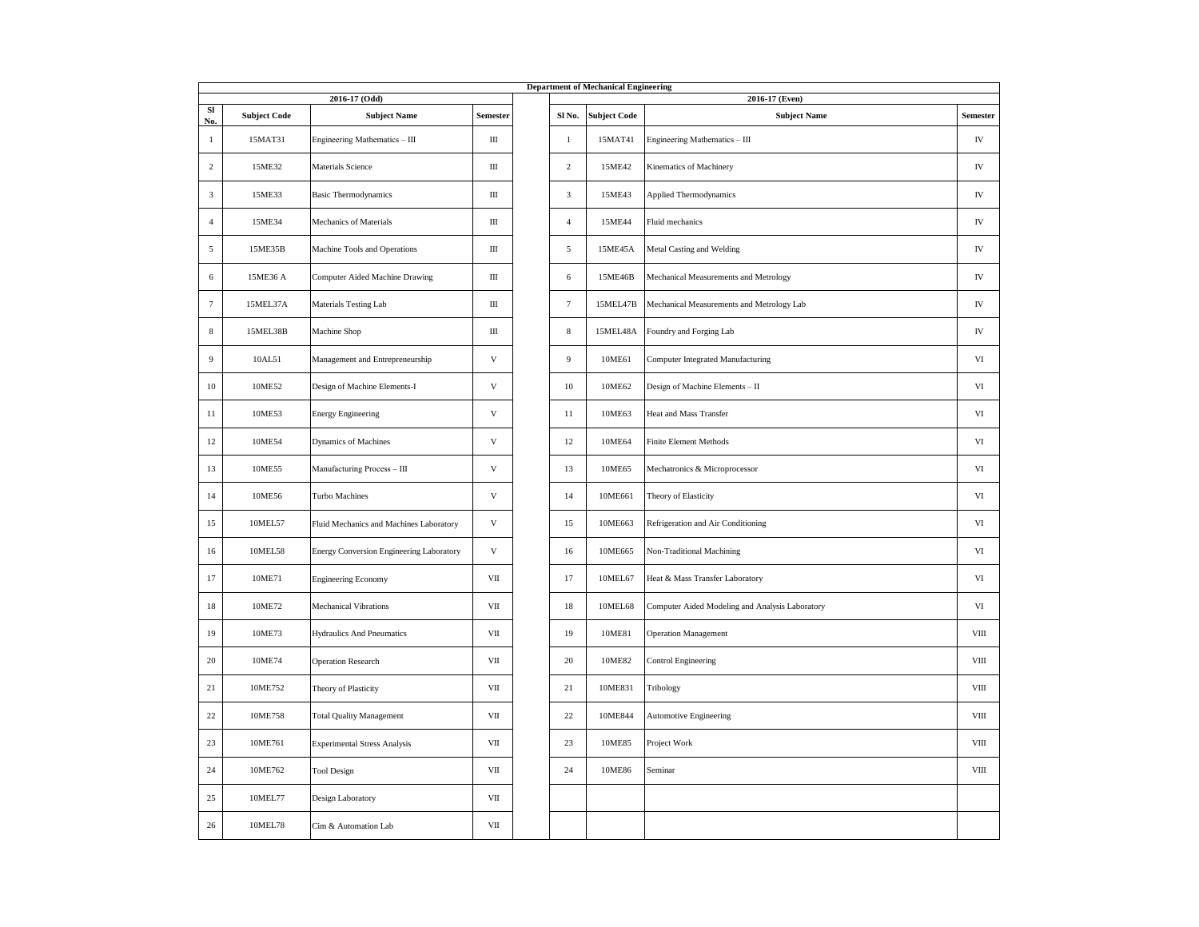| Department of Mechanical Engineering | | | | | | | | |
|---|---|---|---|---|---|---|---|---|
| 2016-17 (Odd) | | | | | 2016-17 (Even) | | | |
| Sl No. | Subject Code | Subject Name | Semester | | Sl No. | Subject Code | Subject Name | Semester |
| 1 | 15MAT31 | Engineering Mathematics – III | III | | 1 | 15MAT41 | Engineering Mathematics – III | IV |
| 2 | 15ME32 | Materials Science | III | | 2 | 15ME42 | Kinematics of Machinery | IV |
| 3 | 15ME33 | Basic Thermodynamics | III | | 3 | 15ME43 | Applied Thermodynamics | IV |
| 4 | 15ME34 | Mechanics of Materials | III | | 4 | 15ME44 | Fluid mechanics | IV |
| 5 | 15ME35B | Machine Tools and Operations | III | | 5 | 15ME45A | Metal Casting and Welding | IV |
| 6 | 15ME36 A | Computer Aided Machine Drawing | III | | 6 | 15ME46B | Mechanical Measurements and Metrology | IV |
| 7 | 15MEL37A | Materials Testing Lab | III | | 7 | 15MEL47B | Mechanical Measurements and Metrology Lab | IV |
| 8 | 15MEL38B | Machine Shop | III | | 8 | 15MEL48A | Foundry and Forging Lab | IV |
| 9 | 10AL51 | Management and Entrepreneurship | V | | 9 | 10ME61 | Computer Integrated Manufacturing | VI |
| 10 | 10ME52 | Design of Machine Elements-I | V | | 10 | 10ME62 | Design of Machine Elements – II | VI |
| 11 | 10ME53 | Energy Engineering | V | | 11 | 10ME63 | Heat and Mass Transfer | VI |
| 12 | 10ME54 | Dynamics of Machines | V | | 12 | 10ME64 | Finite Element Methods | VI |
| 13 | 10ME55 | Manufacturing Process – III | V | | 13 | 10ME65 | Mechatronics & Microprocessor | VI |
| 14 | 10ME56 | Turbo Machines | V | | 14 | 10ME661 | Theory of Elasticity | VI |
| 15 | 10MEL57 | Fluid Mechanics and Machines Laboratory | V | | 15 | 10ME663 | Refrigeration and Air Conditioning | VI |
| 16 | 10MEL58 | Energy Conversion Engineering Laboratory | V | | 16 | 10ME665 | Non-Traditional Machining | VI |
| 17 | 10ME71 | Engineering Economy | VII | | 17 | 10MEL67 | Heat & Mass Transfer Laboratory | VI |
| 18 | 10ME72 | Mechanical Vibrations | VII | | 18 | 10MEL68 | Computer Aided Modeling and Analysis Laboratory | VI |
| 19 | 10ME73 | Hydraulics And Pneumatics | VII | | 19 | 10ME81 | Operation Management | VIII |
| 20 | 10ME74 | Operation Research | VII | | 20 | 10ME82 | Control Engineering | VIII |
| 21 | 10ME752 | Theory of Plasticity | VII | | 21 | 10ME831 | Tribology | VIII |
| 22 | 10ME758 | Total Quality Management | VII | | 22 | 10ME844 | Automotive Engineering | VIII |
| 23 | 10ME761 | Experimental Stress Analysis | VII | | 23 | 10ME85 | Project Work | VIII |
| 24 | 10ME762 | Tool Design | VII | | 24 | 10ME86 | Seminar | VIII |
| 25 | 10MEL77 | Design Laboratory | VII | | | | | |
| 26 | 10MEL78 | Cim & Automation Lab | VII | | | | | |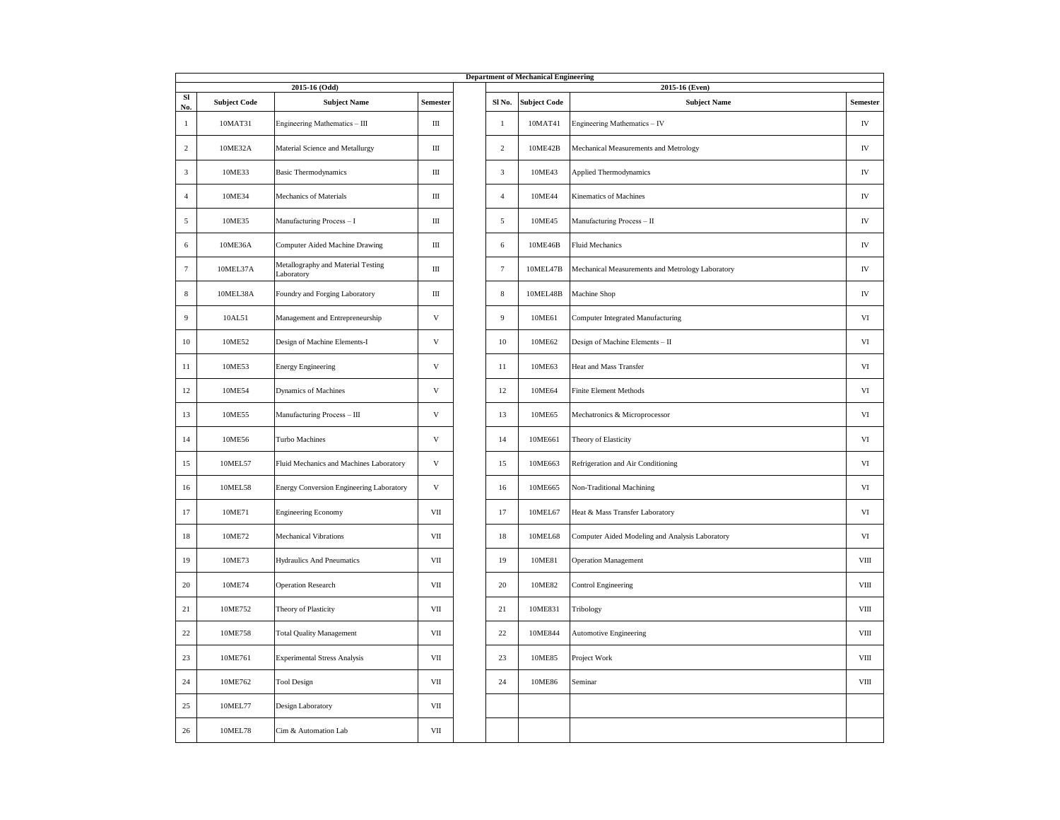| Department of Mechanical Engineering | | | | | | | | |
|---|---|---|---|---|---|---|---|---|
| 2015-16 (Odd) | | | | | 2015-16 (Even) | | | |
| Sl No. | Subject Code | Subject Name | Semester | | Sl No. | Subject Code | Subject Name | Semester |
| 1 | 10MAT31 | Engineering Mathematics – III | III | | 1 | 10MAT41 | Engineering Mathematics – IV | IV |
| 2 | 10ME32A | Material Science and Metallurgy | III | | 2 | 10ME42B | Mechanical Measurements and Metrology | IV |
| 3 | 10ME33 | Basic Thermodynamics | III | | 3 | 10ME43 | Applied Thermodynamics | IV |
| 4 | 10ME34 | Mechanics of Materials | III | | 4 | 10ME44 | Kinematics of Machines | IV |
| 5 | 10ME35 | Manufacturing Process – I | III | | 5 | 10ME45 | Manufacturing Process – II | IV |
| 6 | 10ME36A | Computer Aided Machine Drawing | III | | 6 | 10ME46B | Fluid Mechanics | IV |
| 7 | 10MEL37A | Metallography and Material Testing Laboratory | III | | 7 | 10MEL47B | Mechanical Measurements and Metrology Laboratory | IV |
| 8 | 10MEL38A | Foundry and Forging Laboratory | III | | 8 | 10MEL48B | Machine Shop | IV |
| 9 | 10AL51 | Management and Entrepreneurship | V | | 9 | 10ME61 | Computer Integrated Manufacturing | VI |
| 10 | 10ME52 | Design of Machine Elements-I | V | | 10 | 10ME62 | Design of Machine Elements – II | VI |
| 11 | 10ME53 | Energy Engineering | V | | 11 | 10ME63 | Heat and Mass Transfer | VI |
| 12 | 10ME54 | Dynamics of Machines | V | | 12 | 10ME64 | Finite Element Methods | VI |
| 13 | 10ME55 | Manufacturing Process – III | V | | 13 | 10ME65 | Mechatronics & Microprocessor | VI |
| 14 | 10ME56 | Turbo Machines | V | | 14 | 10ME661 | Theory of Elasticity | VI |
| 15 | 10MEL57 | Fluid Mechanics and Machines Laboratory | V | | 15 | 10ME663 | Refrigeration and Air Conditioning | VI |
| 16 | 10MEL58 | Energy Conversion Engineering Laboratory | V | | 16 | 10ME665 | Non-Traditional Machining | VI |
| 17 | 10ME71 | Engineering Economy | VII | | 17 | 10MEL67 | Heat & Mass Transfer Laboratory | VI |
| 18 | 10ME72 | Mechanical Vibrations | VII | | 18 | 10MEL68 | Computer Aided Modeling and Analysis Laboratory | VI |
| 19 | 10ME73 | Hydraulics And Pneumatics | VII | | 19 | 10ME81 | Operation Management | VIII |
| 20 | 10ME74 | Operation Research | VII | | 20 | 10ME82 | Control Engineering | VIII |
| 21 | 10ME752 | Theory of Plasticity | VII | | 21 | 10ME831 | Tribology | VIII |
| 22 | 10ME758 | Total Quality Management | VII | | 22 | 10ME844 | Automotive Engineering | VIII |
| 23 | 10ME761 | Experimental Stress Analysis | VII | | 23 | 10ME85 | Project Work | VIII |
| 24 | 10ME762 | Tool Design | VII | | 24 | 10ME86 | Seminar | VIII |
| 25 | 10MEL77 | Design Laboratory | VII | | | | | |
| 26 | 10MEL78 | Cim & Automation Lab | VII | | | | | |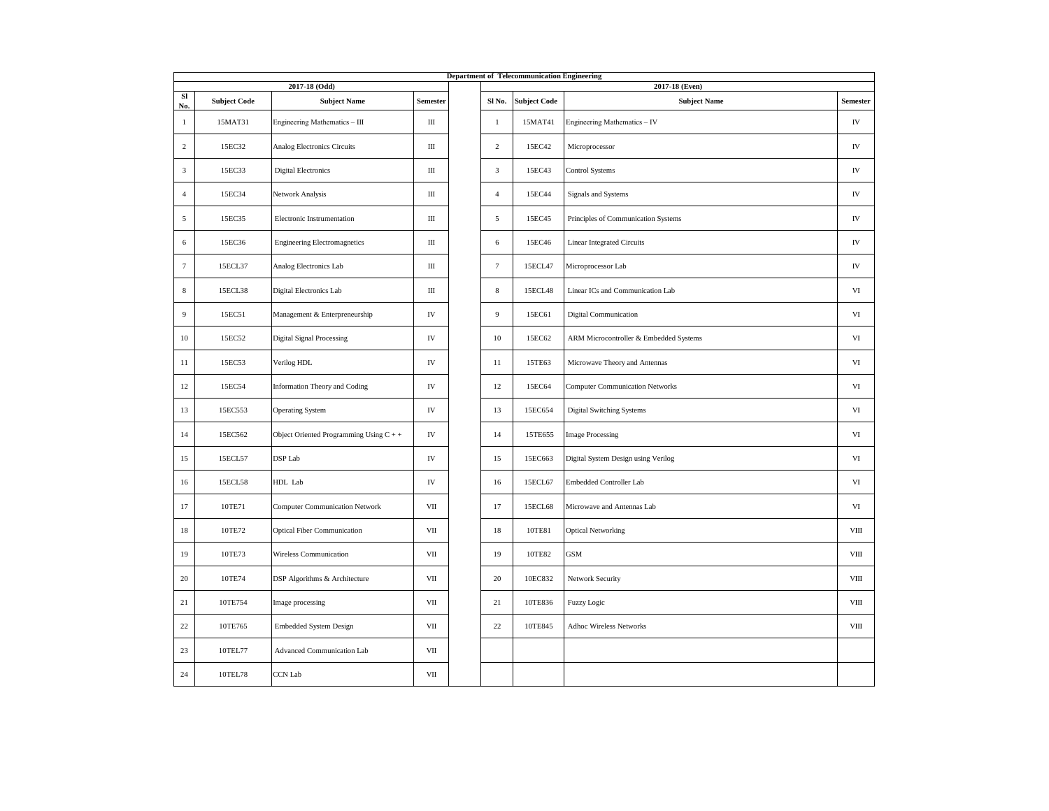| Department of Telecommunication Engineering | | | | | | | | |
|---|---|---|---|---|---|---|---|---|
| 2017-18 (Odd) | | | | | 2017-18 (Even) | | | |
| Sl No. | Subject Code | Subject Name | Semester | | Sl No. | Subject Code | Subject Name | Semester |
| 1 | 15MAT31 | Engineering Mathematics – III | III | | 1 | 15MAT41 | Engineering Mathematics – IV | IV |
| 2 | 15EC32 | Analog Electronics Circuits | III | | 2 | 15EC42 | Microprocessor | IV |
| 3 | 15EC33 | Digital Electronics | III | | 3 | 15EC43 | Control Systems | IV |
| 4 | 15EC34 | Network Analysis | III | | 4 | 15EC44 | Signals and Systems | IV |
| 5 | 15EC35 | Electronic Instrumentation | III | | 5 | 15EC45 | Principles of Communication Systems | IV |
| 6 | 15EC36 | Engineering Electromagnetics | III | | 6 | 15EC46 | Linear Integrated Circuits | IV |
| 7 | 15ECL37 | Analog Electronics Lab | III | | 7 | 15ECL47 | Microprocessor Lab | IV |
| 8 | 15ECL38 | Digital Electronics Lab | III | | 8 | 15ECL48 | Linear ICs and Communication Lab | VI |
| 9 | 15EC51 | Management & Enterpreneurship | IV | | 9 | 15EC61 | Digital Communication | VI |
| 10 | 15EC52 | Digital Signal Processing | IV | | 10 | 15EC62 | ARM Microcontroller & Embedded Systems | VI |
| 11 | 15EC53 | Verilog HDL | IV | | 11 | 15TE63 | Microwave Theory and Antennas | VI |
| 12 | 15EC54 | Information Theory and Coding | IV | | 12 | 15EC64 | Computer Communication Networks | VI |
| 13 | 15EC553 | Operating System | IV | | 13 | 15EC654 | Digital Switching Systems | VI |
| 14 | 15EC562 | Object Oriented Programming Using C + + | IV | | 14 | 15TE655 | Image Processing | VI |
| 15 | 15ECL57 | DSP Lab | IV | | 15 | 15EC663 | Digital System Design using Verilog | VI |
| 16 | 15ECL58 | HDL Lab | IV | | 16 | 15ECL67 | Embedded Controller Lab | VI |
| 17 | 10TE71 | Computer Communication Network | VII | | 17 | 15ECL68 | Microwave and Antennas Lab | VI |
| 18 | 10TE72 | Optical Fiber Communication | VII | | 18 | 10TE81 | Optical Networking | VIII |
| 19 | 10TE73 | Wireless Communication | VII | | 19 | 10TE82 | GSM | VIII |
| 20 | 10TE74 | DSP Algorithms & Architecture | VII | | 20 | 10EC832 | Network Security | VIII |
| 21 | 10TE754 | Image processing | VII | | 21 | 10TE836 | Fuzzy Logic | VIII |
| 22 | 10TE765 | Embedded System Design | VII | | 22 | 10TE845 | Adhoc Wireless Networks | VIII |
| 23 | 10TEL77 | Advanced Communication Lab | VII | | | | | |
| 24 | 10TEL78 | CCN Lab | VII | | | | | |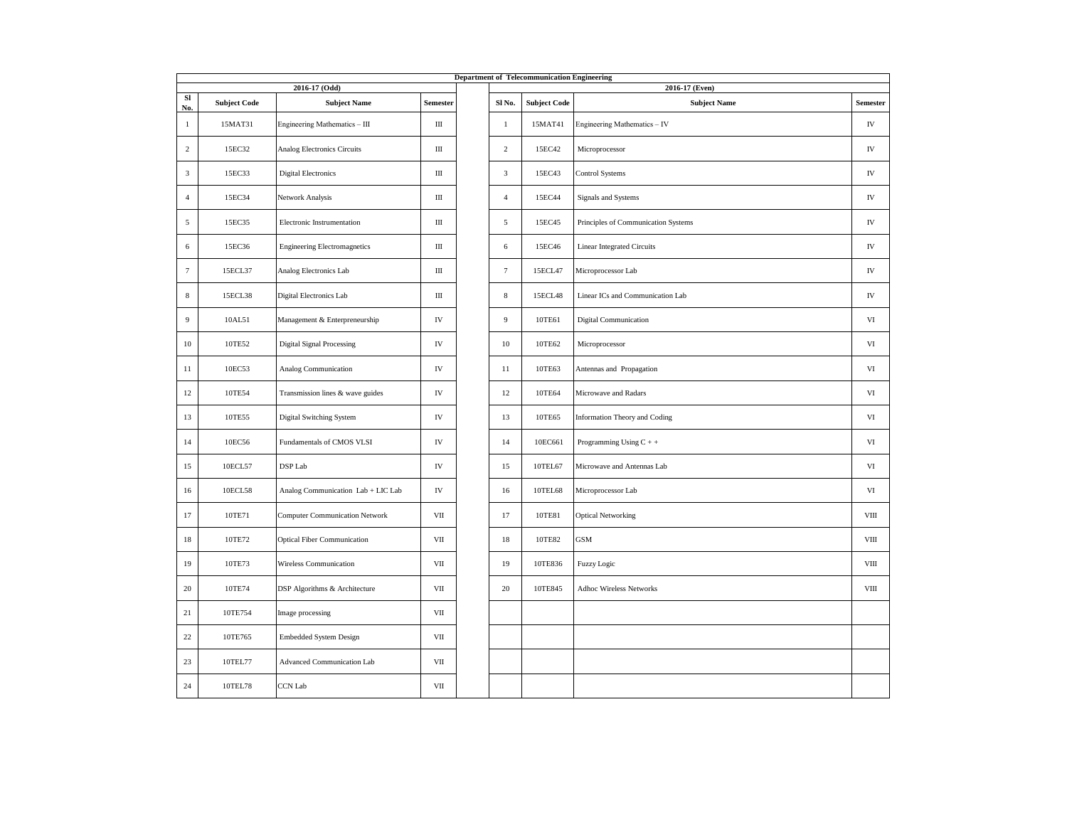| Department of Telecommunication Engineering | | | | | | | | |
|---|---|---|---|---|---|---|---|---|
| 2016-17 (Odd) | | | | | 2016-17 (Even) | | | |
| Sl No. | Subject Code | Subject Name | Semester | | Sl No. | Subject Code | Subject Name | Semester |
| 1 | 15MAT31 | Engineering Mathematics – III | III | | 1 | 15MAT41 | Engineering Mathematics – IV | IV |
| 2 | 15EC32 | Analog Electronics Circuits | III | | 2 | 15EC42 | Microprocessor | IV |
| 3 | 15EC33 | Digital Electronics | III | | 3 | 15EC43 | Control Systems | IV |
| 4 | 15EC34 | Network Analysis | III | | 4 | 15EC44 | Signals and Systems | IV |
| 5 | 15EC35 | Electronic Instrumentation | III | | 5 | 15EC45 | Principles of Communication Systems | IV |
| 6 | 15EC36 | Engineering Electromagnetics | III | | 6 | 15EC46 | Linear Integrated Circuits | IV |
| 7 | 15ECL37 | Analog Electronics Lab | III | | 7 | 15ECL47 | Microprocessor Lab | IV |
| 8 | 15ECL38 | Digital Electronics Lab | III | | 8 | 15ECL48 | Linear ICs and Communication Lab | IV |
| 9 | 10AL51 | Management & Enterpreneurship | IV | | 9 | 10TE61 | Digital Communication | VI |
| 10 | 10TE52 | Digital Signal Processing | IV | | 10 | 10TE62 | Microprocessor | VI |
| 11 | 10EC53 | Analog Communication | IV | | 11 | 10TE63 | Antennas and Propagation | VI |
| 12 | 10TE54 | Transmission lines & wave guides | IV | | 12 | 10TE64 | Microwave and Radars | VI |
| 13 | 10TE55 | Digital Switching System | IV | | 13 | 10TE65 | Information Theory and Coding | VI |
| 14 | 10EC56 | Fundamentals of CMOS VLSI | IV | | 14 | 10EC661 | Programming Using C + + | VI |
| 15 | 10ECL57 | DSP Lab | IV | | 15 | 10TEL67 | Microwave and Antennas Lab | VI |
| 16 | 10ECL58 | Analog Communication Lab + LIC Lab | IV | | 16 | 10TEL68 | Microprocessor Lab | VI |
| 17 | 10TE71 | Computer Communication Network | VII | | 17 | 10TE81 | Optical Networking | VIII |
| 18 | 10TE72 | Optical Fiber Communication | VII | | 18 | 10TE82 | GSM | VIII |
| 19 | 10TE73 | Wireless Communication | VII | | 19 | 10TE836 | Fuzzy Logic | VIII |
| 20 | 10TE74 | DSP Algorithms & Architecture | VII | | 20 | 10TE845 | Adhoc Wireless Networks | VIII |
| 21 | 10TE754 | Image processing | VII | | | | | |
| 22 | 10TE765 | Embedded System Design | VII | | | | | |
| 23 | 10TEL77 | Advanced Communication Lab | VII | | | | | |
| 24 | 10TEL78 | CCN Lab | VII | | | | | |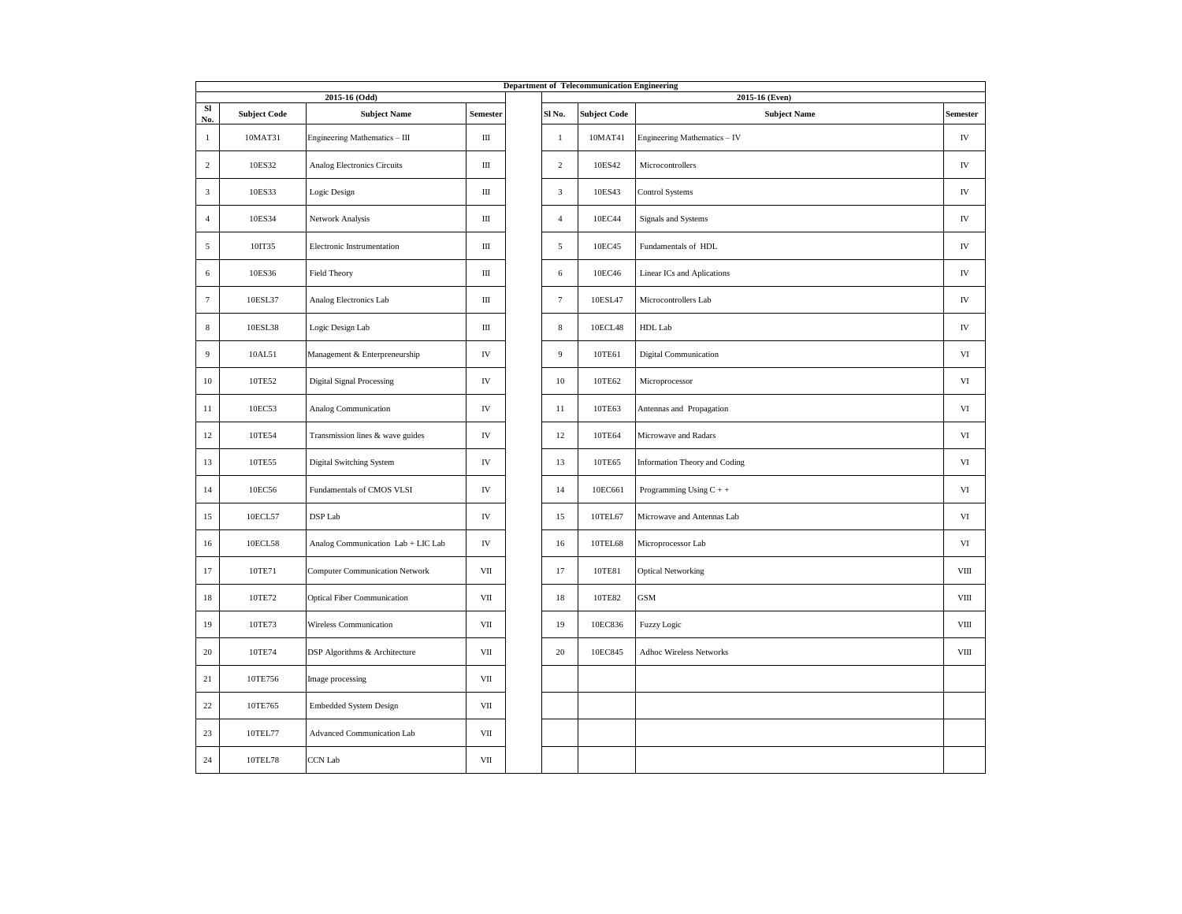| Department of Telecommunication Engineering | | | | | | | | |
|---|---|---|---|---|---|---|---|---|
| 2015-16 (Odd) | | | | | 2015-16 (Even) | | | |
| Sl No. | Subject Code | Subject Name | Semester | | Sl No. | Subject Code | Subject Name | Semester |
| 1 | 10MAT31 | Engineering Mathematics – III | III | | 1 | 10MAT41 | Engineering Mathematics – IV | IV |
| 2 | 10ES32 | Analog Electronics Circuits | III | | 2 | 10ES42 | Microcontrollers | IV |
| 3 | 10ES33 | Logic Design | III | | 3 | 10ES43 | Control Systems | IV |
| 4 | 10ES34 | Network Analysis | III | | 4 | 10EC44 | Signals and Systems | IV |
| 5 | 10IT35 | Electronic Instrumentation | III | | 5 | 10EC45 | Fundamentals of HDL | IV |
| 6 | 10ES36 | Field Theory | III | | 6 | 10EC46 | Linear ICs and Aplications | IV |
| 7 | 10ESL37 | Analog Electronics Lab | III | | 7 | 10ESL47 | Microcontrollers Lab | IV |
| 8 | 10ESL38 | Logic Design Lab | III | | 8 | 10ECL48 | HDL Lab | IV |
| 9 | 10AL51 | Management & Enterpreneurship | IV | | 9 | 10TE61 | Digital Communication | VI |
| 10 | 10TE52 | Digital Signal Processing | IV | | 10 | 10TE62 | Microprocessor | VI |
| 11 | 10EC53 | Analog Communication | IV | | 11 | 10TE63 | Antennas and Propagation | VI |
| 12 | 10TE54 | Transmission lines & wave guides | IV | | 12 | 10TE64 | Microwave and Radars | VI |
| 13 | 10TE55 | Digital Switching System | IV | | 13 | 10TE65 | Information Theory and Coding | VI |
| 14 | 10EC56 | Fundamentals of CMOS VLSI | IV | | 14 | 10EC661 | Programming Using C + + | VI |
| 15 | 10ECL57 | DSP Lab | IV | | 15 | 10TEL67 | Microwave and Antennas Lab | VI |
| 16 | 10ECL58 | Analog Communication Lab + LIC Lab | IV | | 16 | 10TEL68 | Microprocessor Lab | VI |
| 17 | 10TE71 | Computer Communication Network | VII | | 17 | 10TE81 | Optical Networking | VIII |
| 18 | 10TE72 | Optical Fiber Communication | VII | | 18 | 10TE82 | GSM | VIII |
| 19 | 10TE73 | Wireless Communication | VII | | 19 | 10EC836 | Fuzzy Logic | VIII |
| 20 | 10TE74 | DSP Algorithms & Architecture | VII | | 20 | 10EC845 | Adhoc Wireless Networks | VIII |
| 21 | 10TE756 | Image processing | VII | | | | | |
| 22 | 10TE765 | Embedded System Design | VII | | | | | |
| 23 | 10TEL77 | Advanced Communication Lab | VII | | | | | |
| 24 | 10TEL78 | CCN Lab | VII | | | | | |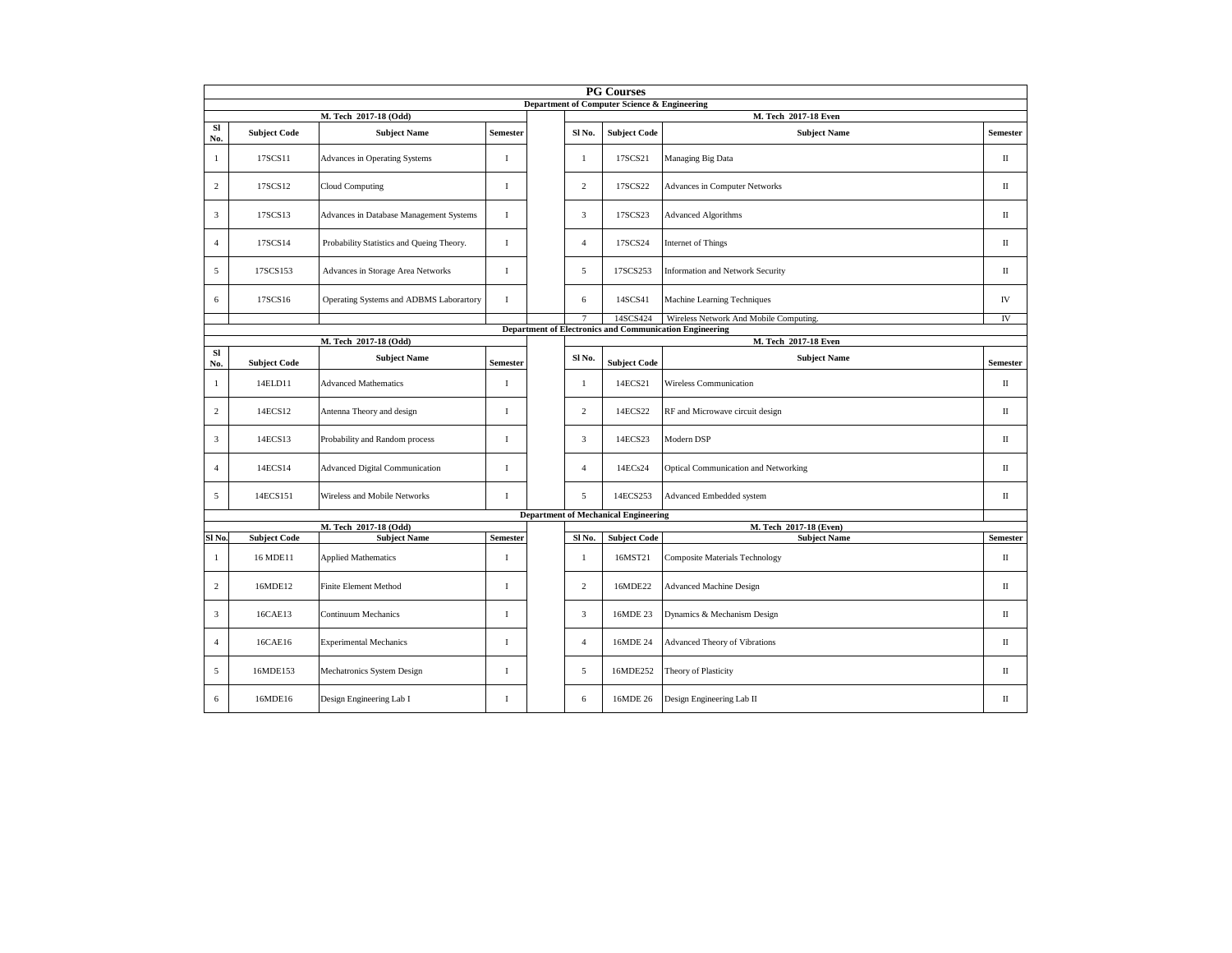# PG Courses

## Department of Computer Science & Engineering

| M. Tech 2017-18 (Odd) | | | | | M. Tech 2017-18 Even | | | |
|---|---|---|---|---|---|---|---|---|
| **Sl No.** | **Subject Code** | **Subject Name** | **Semester** | | **Sl No.** | **Subject Code** | **Subject Name** | **Semester** |
| 1 | 17SCS11 | Advances in Operating Systems | I | | 1 | 17SCS21 | Managing Big Data | II |
| 2 | 17SCS12 | Cloud Computing | I | | 2 | 17SCS22 | Advances in Computer Networks | II |
| 3 | 17SCS13 | Advances in Database Management Systems | I | | 3 | 17SCS23 | Advanced Algorithms | II |
| 4 | 17SCS14 | Probability Statistics and Queing Theory. | I | | 4 | 17SCS24 | Internet of Things | II |
| 5 | 17SCS153 | Advances in Storage Area Networks | I | | 5 | 17SCS253 | Information and Network Security | II |
| 6 | 17SCS16 | Operating Systems and ADBMS Laborartory | I | | 6 | 14SCS41 | Machine Learning Techniques | IV |
| | | | | | 7 | 14SCS424 | Wireless Network And Mobile Computing. | IV |

## Department of Electronics and Communication Engineering

| M. Tech 2017-18 (Odd) | | | | | M. Tech 2017-18 Even | | | |
|---|---|---|---|---|---|---|---|---|
| **Sl No.** | **Subject Code** | **Subject Name** | **Semester** | | **Sl No.** | **Subject Code** | **Subject Name** | **Semester** |
| 1 | 14ELD11 | Advanced Mathematics | I | | 1 | 14ECS21 | Wireless Communication | II |
| 2 | 14ECS12 | Antenna Theory and design | I | | 2 | 14ECS22 | RF and Microwave circuit design | II |
| 3 | 14ECS13 | Probability and Random process | I | | 3 | 14ECS23 | Modern DSP | II |
| 4 | 14ECS14 | Advanced Digital Communication | I | | 4 | 14ECs24 | Optical Communication and Networking | II |
| 5 | 14ECS151 | Wireless and Mobile Networks | I | | 5 | 14ECS253 | Advanced Embedded system | II |

## Department of Mechanical Engineering

| M. Tech 2017-18 (Odd) | | | | | M. Tech 2017-18 (Even) | | | |
|---|---|---|---|---|---|---|---|---|
| **Sl No.** | **Subject Code** | **Subject Name** | **Semester** | | **Sl No.** | **Subject Code** | **Subject Name** | **Semester** |
| 1 | 16 MDE11 | Applied Mathematics | I | | 1 | 16MST21 | Composite Materials Technology | II |
| 2 | 16MDE12 | Finite Element Method | I | | 2 | 16MDE22 | Advanced Machine Design | II |
| 3 | 16CAE13 | Continuum Mechanics | I | | 3 | 16MDE 23 | Dynamics & Mechanism Design | II |
| 4 | 16CAE16 | Experimental Mechanics | I | | 4 | 16MDE 24 | Advanced Theory of Vibrations | II |
| 5 | 16MDE153 | Mechatronics System Design | I | | 5 | 16MDE252 | Theory of Plasticity | II |
| 6 | 16MDE16 | Design Engineering Lab I | I | | 6 | 16MDE 26 | Design Engineering Lab II | II |